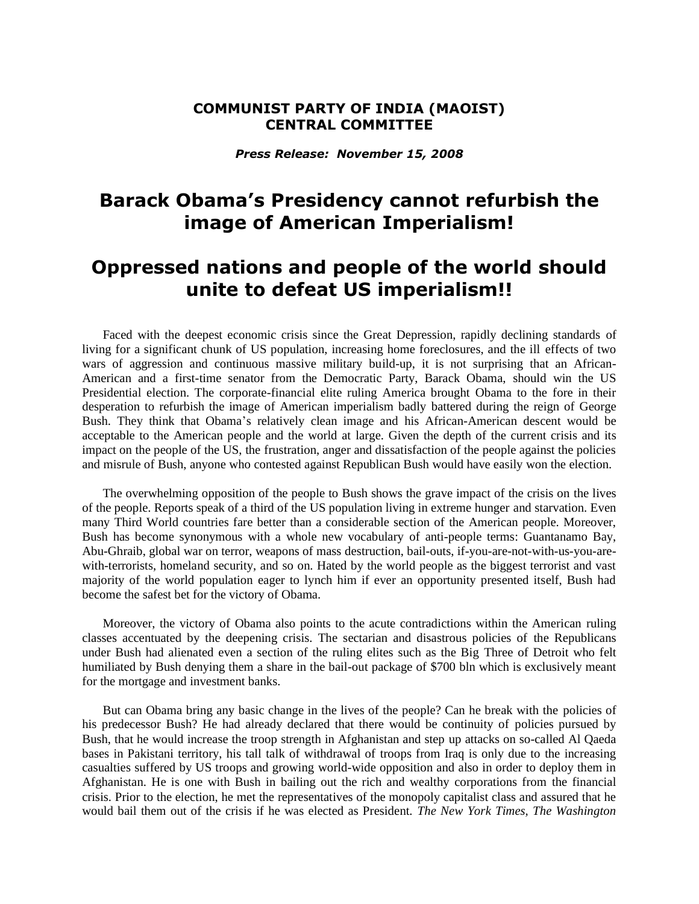**COMMUNIST PARTY OF INDIA (MAOIST)**
**CENTRAL COMMITTEE**

***Press Release: November 15, 2008***

# Barack Obama's Presidency cannot refurbish the image of American Imperialism!

# Oppressed nations and people of the world should unite to defeat US imperialism!!

Faced with the deepest economic crisis since the Great Depression, rapidly declining standards of living for a significant chunk of US population, increasing home foreclosures, and the ill effects of two wars of aggression and continuous massive military build-up, it is not surprising that an African-American and a first-time senator from the Democratic Party, Barack Obama, should win the US Presidential election. The corporate-financial elite ruling America brought Obama to the fore in their desperation to refurbish the image of American imperialism badly battered during the reign of George Bush. They think that Obama's relatively clean image and his African-American descent would be acceptable to the American people and the world at large. Given the depth of the current crisis and its impact on the people of the US, the frustration, anger and dissatisfaction of the people against the policies and misrule of Bush, anyone who contested against Republican Bush would have easily won the election.

The overwhelming opposition of the people to Bush shows the grave impact of the crisis on the lives of the people. Reports speak of a third of the US population living in extreme hunger and starvation. Even many Third World countries fare better than a considerable section of the American people. Moreover, Bush has become synonymous with a whole new vocabulary of anti-people terms: Guantanamo Bay, Abu-Ghraib, global war on terror, weapons of mass destruction, bail-outs, if-you-are-not-with-us-you-are-with-terrorists, homeland security, and so on. Hated by the world people as the biggest terrorist and vast majority of the world population eager to lynch him if ever an opportunity presented itself, Bush had become the safest bet for the victory of Obama.

Moreover, the victory of Obama also points to the acute contradictions within the American ruling classes accentuated by the deepening crisis. The sectarian and disastrous policies of the Republicans under Bush had alienated even a section of the ruling elites such as the Big Three of Detroit who felt humiliated by Bush denying them a share in the bail-out package of $700 bln which is exclusively meant for the mortgage and investment banks.

But can Obama bring any basic change in the lives of the people? Can he break with the policies of his predecessor Bush? He had already declared that there would be continuity of policies pursued by Bush, that he would increase the troop strength in Afghanistan and step up attacks on so-called Al Qaeda bases in Pakistani territory, his tall talk of withdrawal of troops from Iraq is only due to the increasing casualties suffered by US troops and growing world-wide opposition and also in order to deploy them in Afghanistan. He is one with Bush in bailing out the rich and wealthy corporations from the financial crisis. Prior to the election, he met the representatives of the monopoly capitalist class and assured that he would bail them out of the crisis if he was elected as President. *The New York Times, The Washington*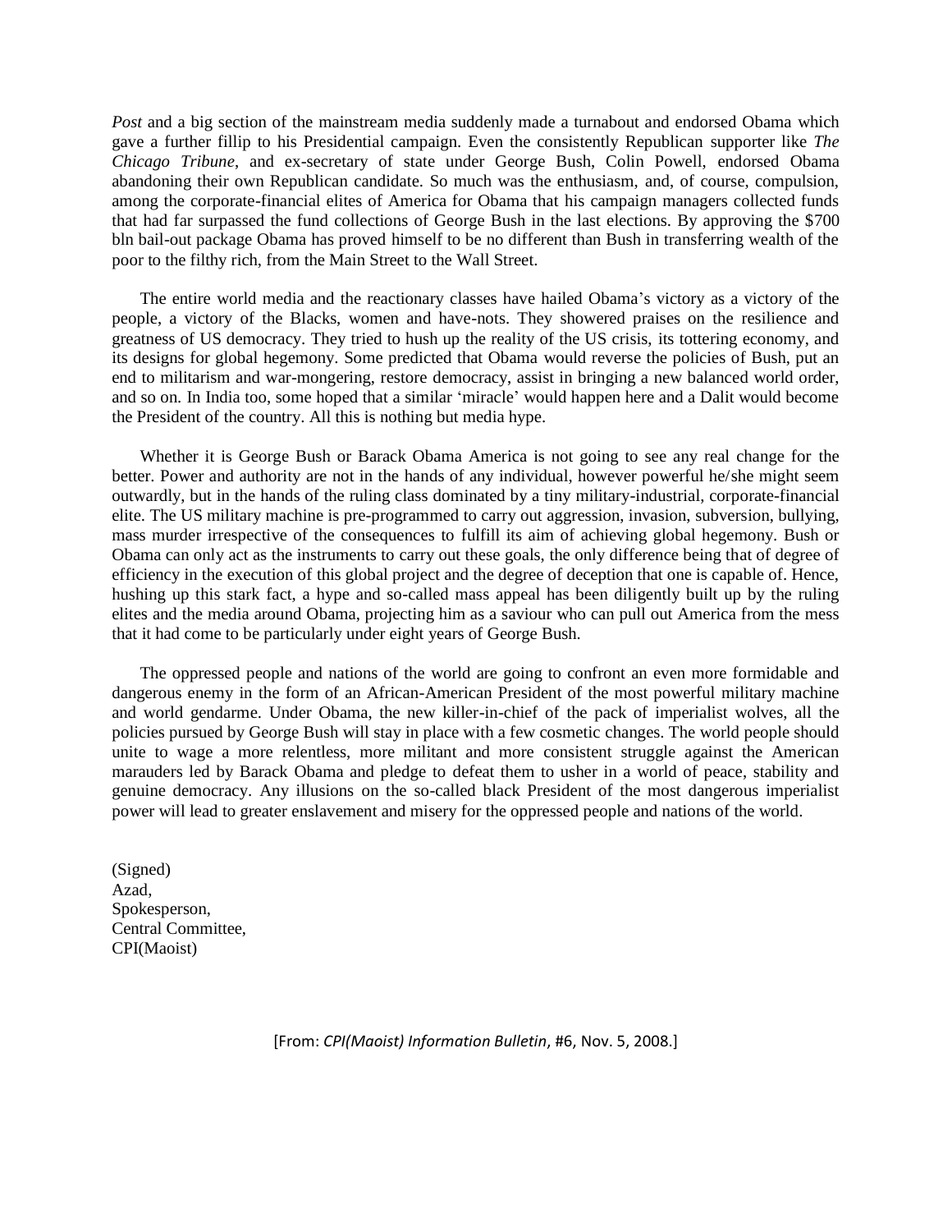*Post* and a big section of the mainstream media suddenly made a turnabout and endorsed Obama which gave a further fillip to his Presidential campaign. Even the consistently Republican supporter like *The Chicago Tribune*, and ex-secretary of state under George Bush, Colin Powell, endorsed Obama abandoning their own Republican candidate. So much was the enthusiasm, and, of course, compulsion, among the corporate-financial elites of America for Obama that his campaign managers collected funds that had far surpassed the fund collections of George Bush in the last elections. By approving the $700 bln bail-out package Obama has proved himself to be no different than Bush in transferring wealth of the poor to the filthy rich, from the Main Street to the Wall Street.

The entire world media and the reactionary classes have hailed Obama's victory as a victory of the people, a victory of the Blacks, women and have-nots. They showered praises on the resilience and greatness of US democracy. They tried to hush up the reality of the US crisis, its tottering economy, and its designs for global hegemony. Some predicted that Obama would reverse the policies of Bush, put an end to militarism and war-mongering, restore democracy, assist in bringing a new balanced world order, and so on. In India too, some hoped that a similar 'miracle' would happen here and a Dalit would become the President of the country. All this is nothing but media hype.

Whether it is George Bush or Barack Obama America is not going to see any real change for the better. Power and authority are not in the hands of any individual, however powerful he/she might seem outwardly, but in the hands of the ruling class dominated by a tiny military-industrial, corporate-financial elite. The US military machine is pre-programmed to carry out aggression, invasion, subversion, bullying, mass murder irrespective of the consequences to fulfill its aim of achieving global hegemony. Bush or Obama can only act as the instruments to carry out these goals, the only difference being that of degree of efficiency in the execution of this global project and the degree of deception that one is capable of. Hence, hushing up this stark fact, a hype and so-called mass appeal has been diligently built up by the ruling elites and the media around Obama, projecting him as a saviour who can pull out America from the mess that it had come to be particularly under eight years of George Bush.

The oppressed people and nations of the world are going to confront an even more formidable and dangerous enemy in the form of an African-American President of the most powerful military machine and world gendarme. Under Obama, the new killer-in-chief of the pack of imperialist wolves, all the policies pursued by George Bush will stay in place with a few cosmetic changes. The world people should unite to wage a more relentless, more militant and more consistent struggle against the American marauders led by Barack Obama and pledge to defeat them to usher in a world of peace, stability and genuine democracy. Any illusions on the so-called black President of the most dangerous imperialist power will lead to greater enslavement and misery for the oppressed people and nations of the world.

(Signed)
Azad,
Spokesperson,
Central Committee,
CPI(Maoist)

[From: *CPI(Maoist) Information Bulletin*, #6, Nov. 5, 2008.]